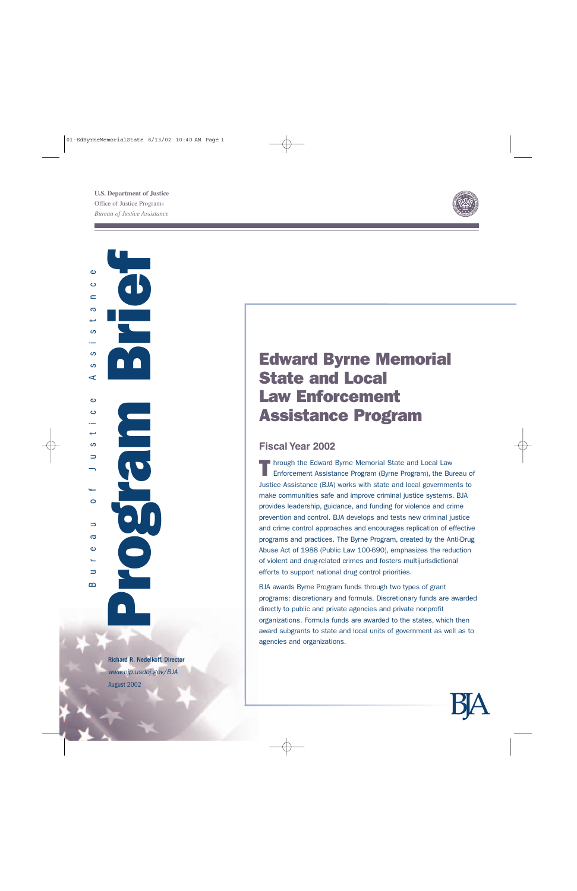U.S. Department of Justice
Office of Justice Programs
*Bureau of Justice Assistance*

Bureau of Justice Assistance

# Program Brief

# Edward Byrne Memorial State and Local Law Enforcement Assistance Program

## Fiscal Year 2002

Through the Edward Byrne Memorial State and Local Law Enforcement Assistance Program (Byrne Program), the Bureau of Justice Assistance (BJA) works with state and local governments to make communities safe and improve criminal justice systems. BJA provides leadership, guidance, and funding for violence and crime prevention and control. BJA develops and tests new criminal justice and crime control approaches and encourages replication of effective programs and practices. The Byrne Program, created by the Anti-Drug Abuse Act of 1988 (Public Law 100-690), emphasizes the reduction of violent and drug-related crimes and fosters multijurisdictional efforts to support national drug control priorities.

BJA awards Byrne Program funds through two types of grant programs: discretionary and formula. Discretionary funds are awarded directly to public and private agencies and private nonprofit organizations. Formula funds are awarded to the states, which then award subgrants to state and local units of government as well as to agencies and organizations.

**Richard R. Nedelkoff, Director**
*www.ojp.usdoj.gov/BJA*
August 2002

BJA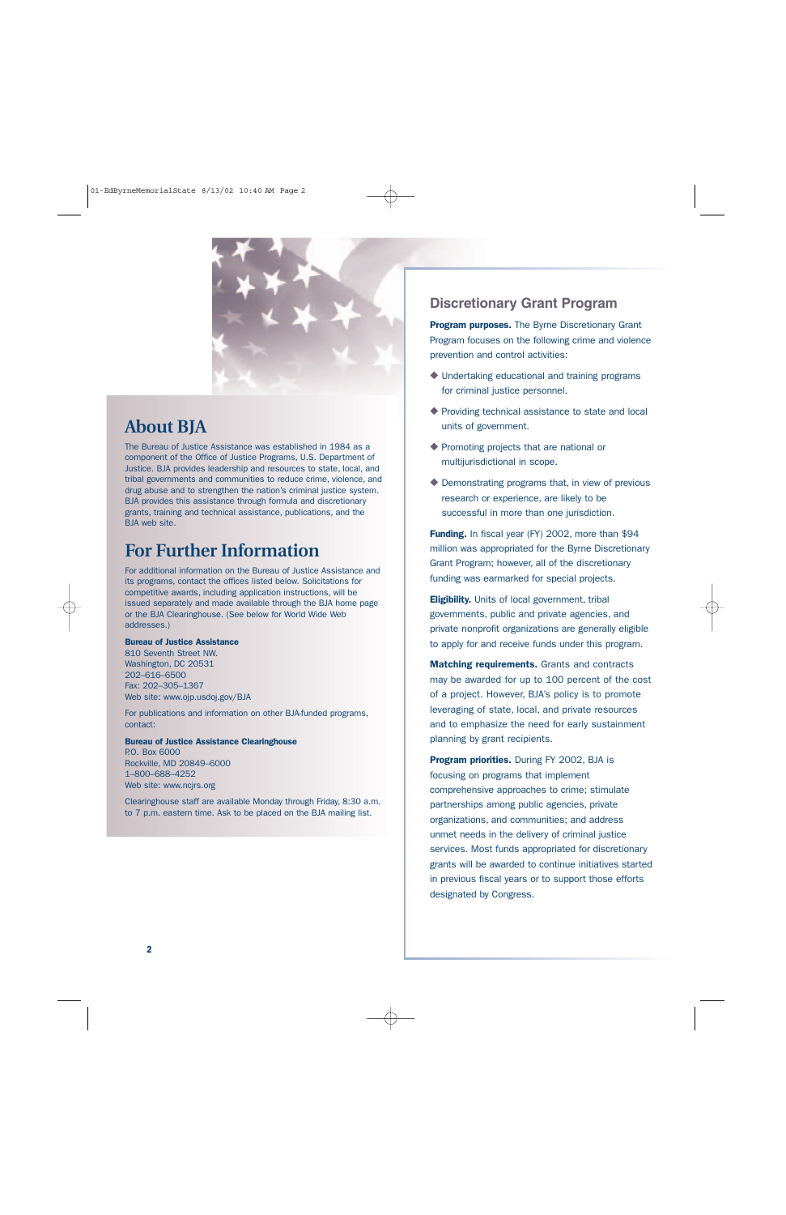## About BJA

The Bureau of Justice Assistance was established in 1984 as a component of the Office of Justice Programs, U.S. Department of Justice. BJA provides leadership and resources to state, local, and tribal governments and communities to reduce crime, violence, and drug abuse and to strengthen the nation's criminal justice system. BJA provides this assistance through formula and discretionary grants, training and technical assistance, publications, and the BJA web site.

## For Further Information

For additional information on the Bureau of Justice Assistance and its programs, contact the offices listed below. Solicitations for competitive awards, including application instructions, will be issued separately and made available through the BJA home page or the BJA Clearinghouse. (See below for World Wide Web addresses.)

**Bureau of Justice Assistance**
810 Seventh Street NW.
Washington, DC 20531
202–616–6500
Fax: 202–305–1367
Web site: www.ojp.usdoj.gov/BJA

For publications and information on other BJA-funded programs, contact:

**Bureau of Justice Assistance Clearinghouse**
P.O. Box 6000
Rockville, MD 20849–6000
1–800–688–4252
Web site: www.ncjrs.org

Clearinghouse staff are available Monday through Friday, 8:30 a.m. to 7 p.m. eastern time. Ask to be placed on the BJA mailing list.

### Discretionary Grant Program

**Program purposes.** The Byrne Discretionary Grant Program focuses on the following crime and violence prevention and control activities:

- Undertaking educational and training programs for criminal justice personnel.
- Providing technical assistance to state and local units of government.
- Promoting projects that are national or multijurisdictional in scope.
- Demonstrating programs that, in view of previous research or experience, are likely to be successful in more than one jurisdiction.

**Funding.** In fiscal year (FY) 2002, more than $94 million was appropriated for the Byrne Discretionary Grant Program; however, all of the discretionary funding was earmarked for special projects.

**Eligibility.** Units of local government, tribal governments, public and private agencies, and private nonprofit organizations are generally eligible to apply for and receive funds under this program.

**Matching requirements.** Grants and contracts may be awarded for up to 100 percent of the cost of a project. However, BJA's policy is to promote leveraging of state, local, and private resources and to emphasize the need for early sustainment planning by grant recipients.

**Program priorities.** During FY 2002, BJA is focusing on programs that implement comprehensive approaches to crime; stimulate partnerships among public agencies, private organizations, and communities; and address unmet needs in the delivery of criminal justice services. Most funds appropriated for discretionary grants will be awarded to continue initiatives started in previous fiscal years or to support those efforts designated by Congress.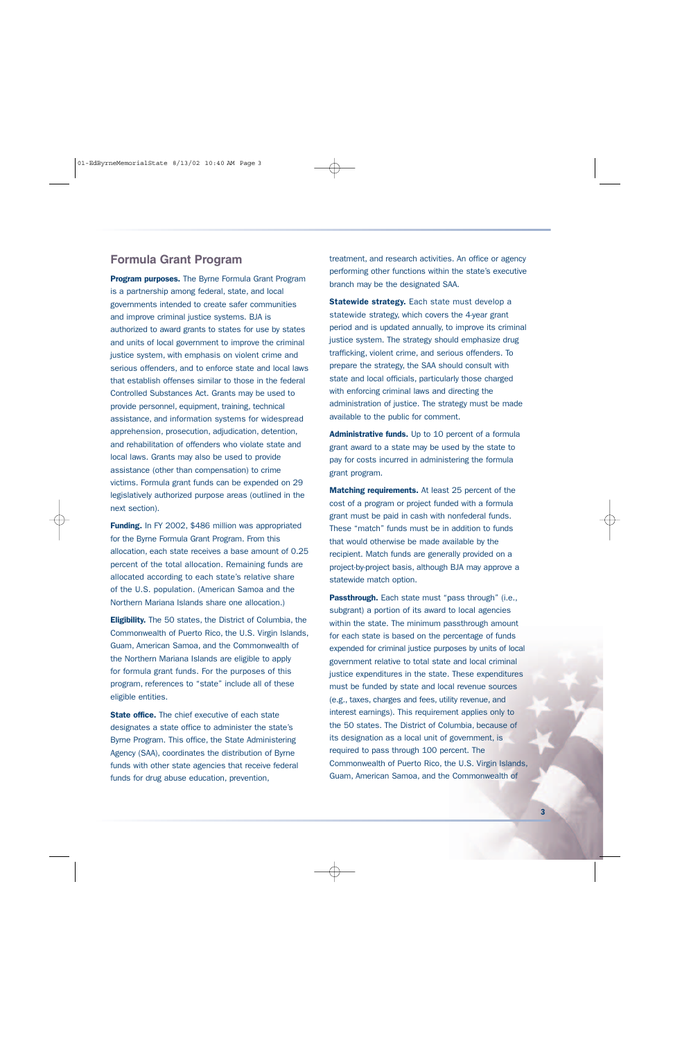## Formula Grant Program

**Program purposes.** The Byrne Formula Grant Program is a partnership among federal, state, and local governments intended to create safer communities and improve criminal justice systems. BJA is authorized to award grants to states for use by states and units of local government to improve the criminal justice system, with emphasis on violent crime and serious offenders, and to enforce state and local laws that establish offenses similar to those in the federal Controlled Substances Act. Grants may be used to provide personnel, equipment, training, technical assistance, and information systems for widespread apprehension, prosecution, adjudication, detention, and rehabilitation of offenders who violate state and local laws. Grants may also be used to provide assistance (other than compensation) to crime victims. Formula grant funds can be expended on 29 legislatively authorized purpose areas (outlined in the next section).

**Funding.** In FY 2002, $486 million was appropriated for the Byrne Formula Grant Program. From this allocation, each state receives a base amount of 0.25 percent of the total allocation. Remaining funds are allocated according to each state's relative share of the U.S. population. (American Samoa and the Northern Mariana Islands share one allocation.)

**Eligibility.** The 50 states, the District of Columbia, the Commonwealth of Puerto Rico, the U.S. Virgin Islands, Guam, American Samoa, and the Commonwealth of the Northern Mariana Islands are eligible to apply for formula grant funds. For the purposes of this program, references to "state" include all of these eligible entities.

**State office.** The chief executive of each state designates a state office to administer the state's Byrne Program. This office, the State Administering Agency (SAA), coordinates the distribution of Byrne funds with other state agencies that receive federal funds for drug abuse education, prevention, treatment, and research activities. An office or agency performing other functions within the state's executive branch may be the designated SAA.

**Statewide strategy.** Each state must develop a statewide strategy, which covers the 4-year grant period and is updated annually, to improve its criminal justice system. The strategy should emphasize drug trafficking, violent crime, and serious offenders. To prepare the strategy, the SAA should consult with state and local officials, particularly those charged with enforcing criminal laws and directing the administration of justice. The strategy must be made available to the public for comment.

**Administrative funds.** Up to 10 percent of a formula grant award to a state may be used by the state to pay for costs incurred in administering the formula grant program.

**Matching requirements.** At least 25 percent of the cost of a program or project funded with a formula grant must be paid in cash with nonfederal funds. These "match" funds must be in addition to funds that would otherwise be made available by the recipient. Match funds are generally provided on a project-by-project basis, although BJA may approve a statewide match option.

**Passthrough.** Each state must "pass through" (i.e., subgrant) a portion of its award to local agencies within the state. The minimum passthrough amount for each state is based on the percentage of funds expended for criminal justice purposes by units of local government relative to total state and local criminal justice expenditures in the state. These expenditures must be funded by state and local revenue sources (e.g., taxes, charges and fees, utility revenue, and interest earnings). This requirement applies only to the 50 states. The District of Columbia, because of its designation as a local unit of government, is required to pass through 100 percent. The Commonwealth of Puerto Rico, the U.S. Virgin Islands, Guam, American Samoa, and the Commonwealth of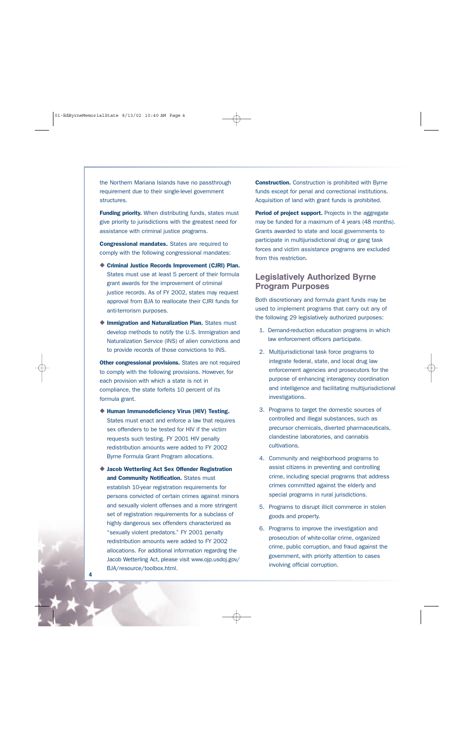the Northern Mariana Islands have no passthrough requirement due to their single-level government structures.

**Funding priority.** When distributing funds, states must give priority to jurisdictions with the greatest need for assistance with criminal justice programs.

**Congressional mandates.** States are required to comply with the following congressional mandates:

- **Criminal Justice Records Improvement (CJRI) Plan.** States must use at least 5 percent of their formula grant awards for the improvement of criminal justice records. As of FY 2002, states may request approval from BJA to reallocate their CJRI funds for anti-terrorism purposes.
- **Immigration and Naturalization Plan.** States must develop methods to notify the U.S. Immigration and Naturalization Service (INS) of alien convictions and to provide records of those convictions to INS.

**Other congressional provisions.** States are not required to comply with the following provisions. However, for each provision with which a state is not in compliance, the state forfeits 10 percent of its formula grant.

- **Human Immunodeficiency Virus (HIV) Testing.** States must enact and enforce a law that requires sex offenders to be tested for HIV if the victim requests such testing. FY 2001 HIV penalty redistribution amounts were added to FY 2002 Byrne Formula Grant Program allocations.
- **Jacob Wetterling Act Sex Offender Registration and Community Notification.** States must establish 10-year registration requirements for persons convicted of certain crimes against minors and sexually violent offenses and a more stringent set of registration requirements for a subclass of highly dangerous sex offenders characterized as "sexually violent predators." FY 2001 penalty redistribution amounts were added to FY 2002 allocations. For additional information regarding the Jacob Wetterling Act, please visit www.ojp.usdoj.gov/BJA/resource/toolbox.html.

**Construction.** Construction is prohibited with Byrne funds except for penal and correctional institutions. Acquisition of land with grant funds is prohibited.

**Period of project support.** Projects in the aggregate may be funded for a maximum of 4 years (48 months). Grants awarded to state and local governments to participate in multijurisdictional drug or gang task forces and victim assistance programs are excluded from this restriction.

## Legislatively Authorized Byrne Program Purposes

Both discretionary and formula grant funds may be used to implement programs that carry out any of the following 29 legislatively authorized purposes:

1. Demand-reduction education programs in which law enforcement officers participate.
2. Multijurisdictional task force programs to integrate federal, state, and local drug law enforcement agencies and prosecutors for the purpose of enhancing interagency coordination and intelligence and facilitating multijurisdictional investigations.
3. Programs to target the domestic sources of controlled and illegal substances, such as precursor chemicals, diverted pharmaceuticals, clandestine laboratories, and cannabis cultivations.
4. Community and neighborhood programs to assist citizens in preventing and controlling crime, including special programs that address crimes committed against the elderly and special programs in rural jurisdictions.
5. Programs to disrupt illicit commerce in stolen goods and property.
6. Programs to improve the investigation and prosecution of white-collar crime, organized crime, public corruption, and fraud against the government, with priority attention to cases involving official corruption.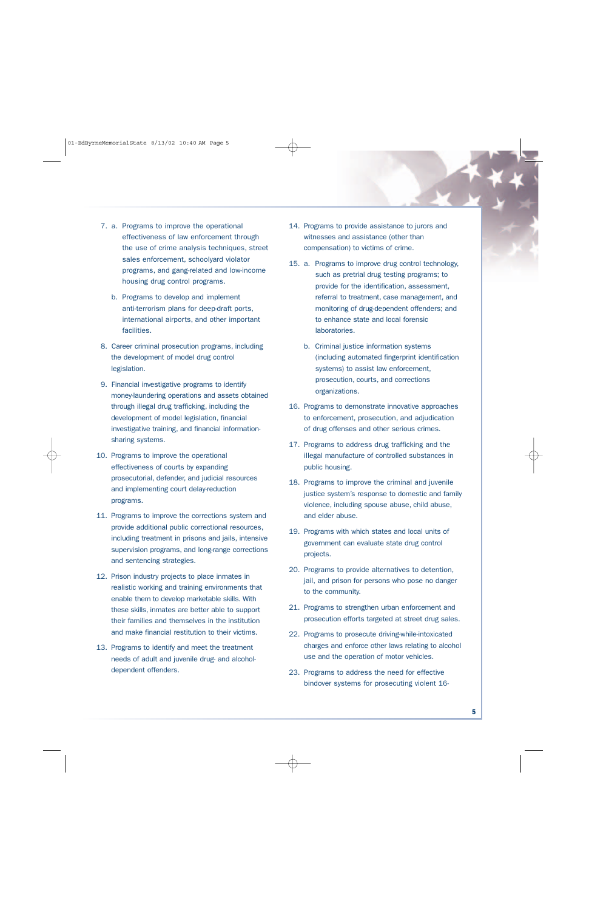7. a. Programs to improve the operational effectiveness of law enforcement through the use of crime analysis techniques, street sales enforcement, schoolyard violator programs, and gang-related and low-income housing drug control programs.

   b. Programs to develop and implement anti-terrorism plans for deep-draft ports, international airports, and other important facilities.

8. Career criminal prosecution programs, including the development of model drug control legislation.

9. Financial investigative programs to identify money-laundering operations and assets obtained through illegal drug trafficking, including the development of model legislation, financial investigative training, and financial information-sharing systems.

10. Programs to improve the operational effectiveness of courts by expanding prosecutorial, defender, and judicial resources and implementing court delay-reduction programs.

11. Programs to improve the corrections system and provide additional public correctional resources, including treatment in prisons and jails, intensive supervision programs, and long-range corrections and sentencing strategies.

12. Prison industry projects to place inmates in realistic working and training environments that enable them to develop marketable skills. With these skills, inmates are better able to support their families and themselves in the institution and make financial restitution to their victims.

13. Programs to identify and meet the treatment needs of adult and juvenile drug- and alcohol-dependent offenders.

14. Programs to provide assistance to jurors and witnesses and assistance (other than compensation) to victims of crime.

15. a. Programs to improve drug control technology, such as pretrial drug testing programs; to provide for the identification, assessment, referral to treatment, case management, and monitoring of drug-dependent offenders; and to enhance state and local forensic laboratories.

    b. Criminal justice information systems (including automated fingerprint identification systems) to assist law enforcement, prosecution, courts, and corrections organizations.

16. Programs to demonstrate innovative approaches to enforcement, prosecution, and adjudication of drug offenses and other serious crimes.

17. Programs to address drug trafficking and the illegal manufacture of controlled substances in public housing.

18. Programs to improve the criminal and juvenile justice system's response to domestic and family violence, including spouse abuse, child abuse, and elder abuse.

19. Programs with which states and local units of government can evaluate state drug control projects.

20. Programs to provide alternatives to detention, jail, and prison for persons who pose no danger to the community.

21. Programs to strengthen urban enforcement and prosecution efforts targeted at street drug sales.

22. Programs to prosecute driving-while-intoxicated charges and enforce other laws relating to alcohol use and the operation of motor vehicles.

23. Programs to address the need for effective bindover systems for prosecuting violent 16-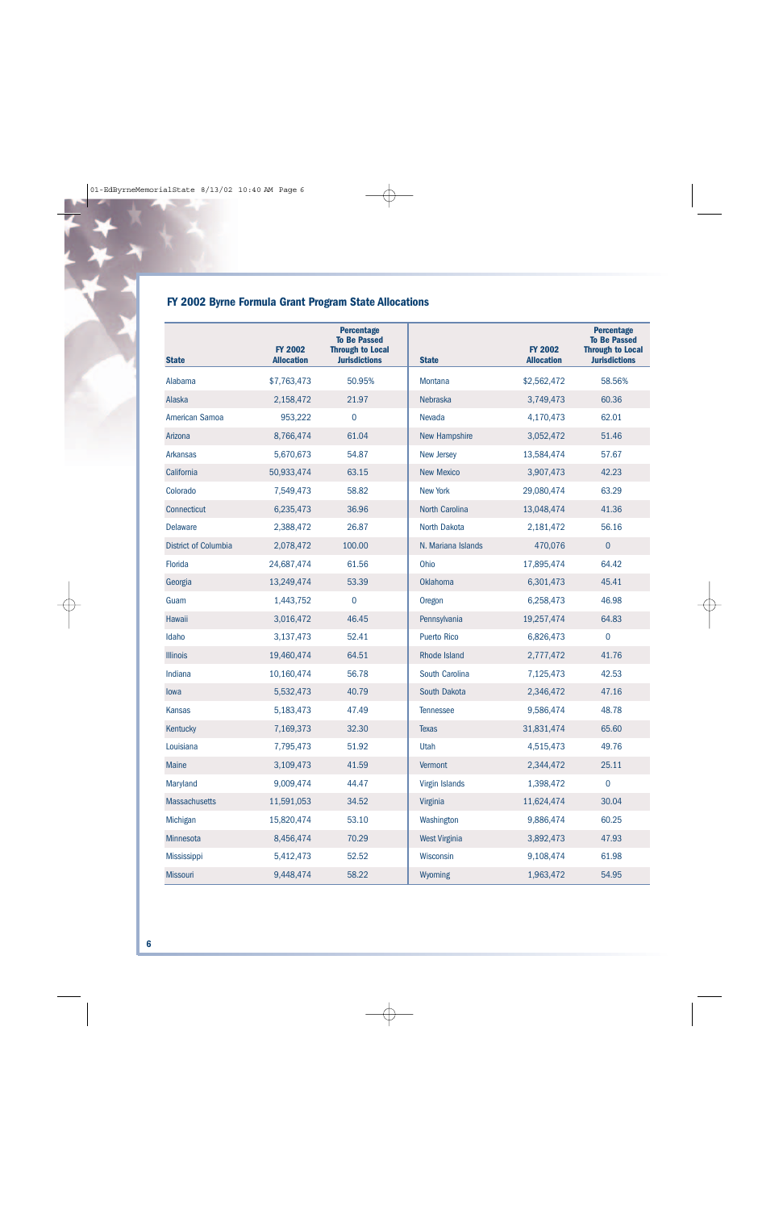## FY 2002 Byrne Formula Grant Program State Allocations

| State | FY 2002 Allocation | Percentage To Be Passed Through to Local Jurisdictions | State | FY 2002 Allocation | Percentage To Be Passed Through to Local Jurisdictions |
|---|---|---|---|---|---|
| Alabama | $7,763,473 | 50.95% | Montana | $2,562,472 | 58.56% |
| Alaska | 2,158,472 | 21.97 | Nebraska | 3,749,473 | 60.36 |
| American Samoa | 953,222 | 0 | Nevada | 4,170,473 | 62.01 |
| Arizona | 8,766,474 | 61.04 | New Hampshire | 3,052,472 | 51.46 |
| Arkansas | 5,670,673 | 54.87 | New Jersey | 13,584,474 | 57.67 |
| California | 50,933,474 | 63.15 | New Mexico | 3,907,473 | 42.23 |
| Colorado | 7,549,473 | 58.82 | New York | 29,080,474 | 63.29 |
| Connecticut | 6,235,473 | 36.96 | North Carolina | 13,048,474 | 41.36 |
| Delaware | 2,388,472 | 26.87 | North Dakota | 2,181,472 | 56.16 |
| District of Columbia | 2,078,472 | 100.00 | N. Mariana Islands | 470,076 | 0 |
| Florida | 24,687,474 | 61.56 | Ohio | 17,895,474 | 64.42 |
| Georgia | 13,249,474 | 53.39 | Oklahoma | 6,301,473 | 45.41 |
| Guam | 1,443,752 | 0 | Oregon | 6,258,473 | 46.98 |
| Hawaii | 3,016,472 | 46.45 | Pennsylvania | 19,257,474 | 64.83 |
| Idaho | 3,137,473 | 52.41 | Puerto Rico | 6,826,473 | 0 |
| Illinois | 19,460,474 | 64.51 | Rhode Island | 2,777,472 | 41.76 |
| Indiana | 10,160,474 | 56.78 | South Carolina | 7,125,473 | 42.53 |
| Iowa | 5,532,473 | 40.79 | South Dakota | 2,346,472 | 47.16 |
| Kansas | 5,183,473 | 47.49 | Tennessee | 9,586,474 | 48.78 |
| Kentucky | 7,169,373 | 32.30 | Texas | 31,831,474 | 65.60 |
| Louisiana | 7,795,473 | 51.92 | Utah | 4,515,473 | 49.76 |
| Maine | 3,109,473 | 41.59 | Vermont | 2,344,472 | 25.11 |
| Maryland | 9,009,474 | 44.47 | Virgin Islands | 1,398,472 | 0 |
| Massachusetts | 11,591,053 | 34.52 | Virginia | 11,624,474 | 30.04 |
| Michigan | 15,820,474 | 53.10 | Washington | 9,886,474 | 60.25 |
| Minnesota | 8,456,474 | 70.29 | West Virginia | 3,892,473 | 47.93 |
| Mississippi | 5,412,473 | 52.52 | Wisconsin | 9,108,474 | 61.98 |
| Missouri | 9,448,474 | 58.22 | Wyoming | 1,963,472 | 54.95 |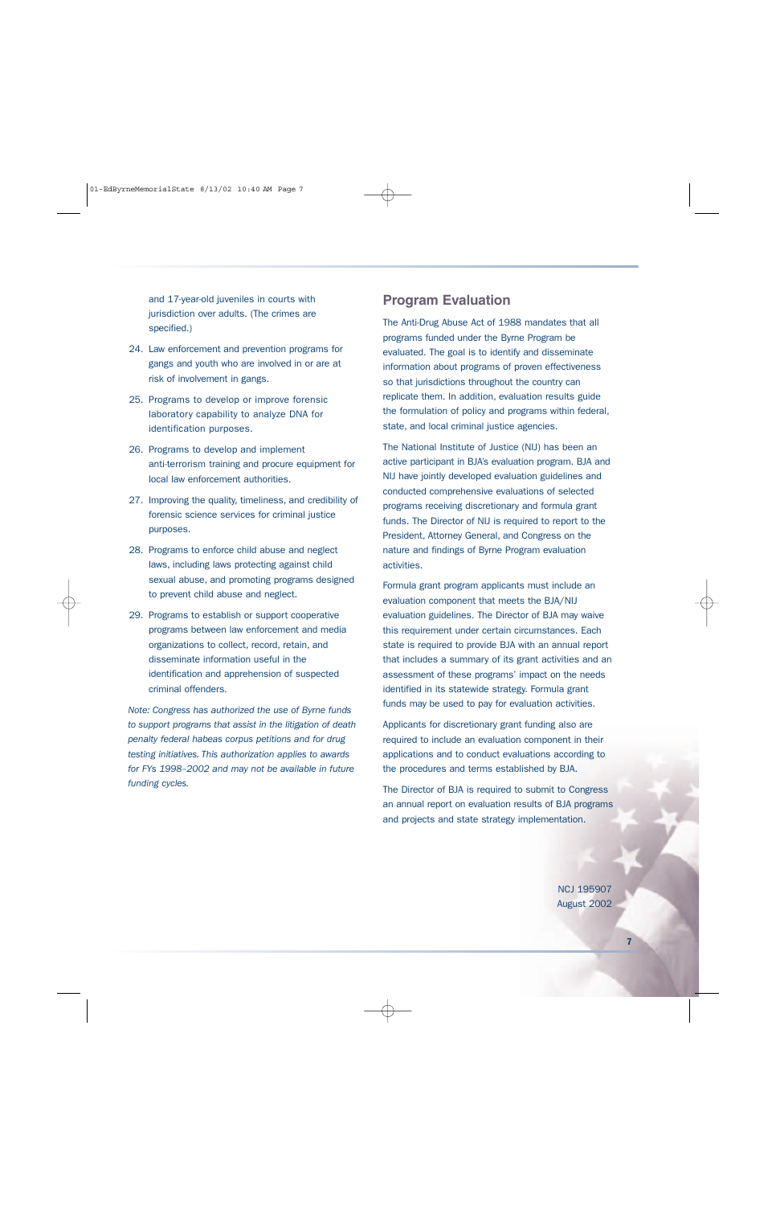and 17-year-old juveniles in courts with jurisdiction over adults. (The crimes are specified.)

24. Law enforcement and prevention programs for gangs and youth who are involved in or are at risk of involvement in gangs.
25. Programs to develop or improve forensic laboratory capability to analyze DNA for identification purposes.
26. Programs to develop and implement anti-terrorism training and procure equipment for local law enforcement authorities.
27. Improving the quality, timeliness, and credibility of forensic science services for criminal justice purposes.
28. Programs to enforce child abuse and neglect laws, including laws protecting against child sexual abuse, and promoting programs designed to prevent child abuse and neglect.
29. Programs to establish or support cooperative programs between law enforcement and media organizations to collect, record, retain, and disseminate information useful in the identification and apprehension of suspected criminal offenders.

*Note: Congress has authorized the use of Byrne funds to support programs that assist in the litigation of death penalty federal habeas corpus petitions and for drug testing initiatives. This authorization applies to awards for FYs 1998–2002 and may not be available in future funding cycles.*

## Program Evaluation

The Anti-Drug Abuse Act of 1988 mandates that all programs funded under the Byrne Program be evaluated. The goal is to identify and disseminate information about programs of proven effectiveness so that jurisdictions throughout the country can replicate them. In addition, evaluation results guide the formulation of policy and programs within federal, state, and local criminal justice agencies.

The National Institute of Justice (NIJ) has been an active participant in BJA's evaluation program. BJA and NIJ have jointly developed evaluation guidelines and conducted comprehensive evaluations of selected programs receiving discretionary and formula grant funds. The Director of NIJ is required to report to the President, Attorney General, and Congress on the nature and findings of Byrne Program evaluation activities.

Formula grant program applicants must include an evaluation component that meets the BJA/NIJ evaluation guidelines. The Director of BJA may waive this requirement under certain circumstances. Each state is required to provide BJA with an annual report that includes a summary of its grant activities and an assessment of these programs' impact on the needs identified in its statewide strategy. Formula grant funds may be used to pay for evaluation activities.

Applicants for discretionary grant funding also are required to include an evaluation component in their applications and to conduct evaluations according to the procedures and terms established by BJA.

The Director of BJA is required to submit to Congress an annual report on evaluation results of BJA programs and projects and state strategy implementation.

NCJ 195907
August 2002